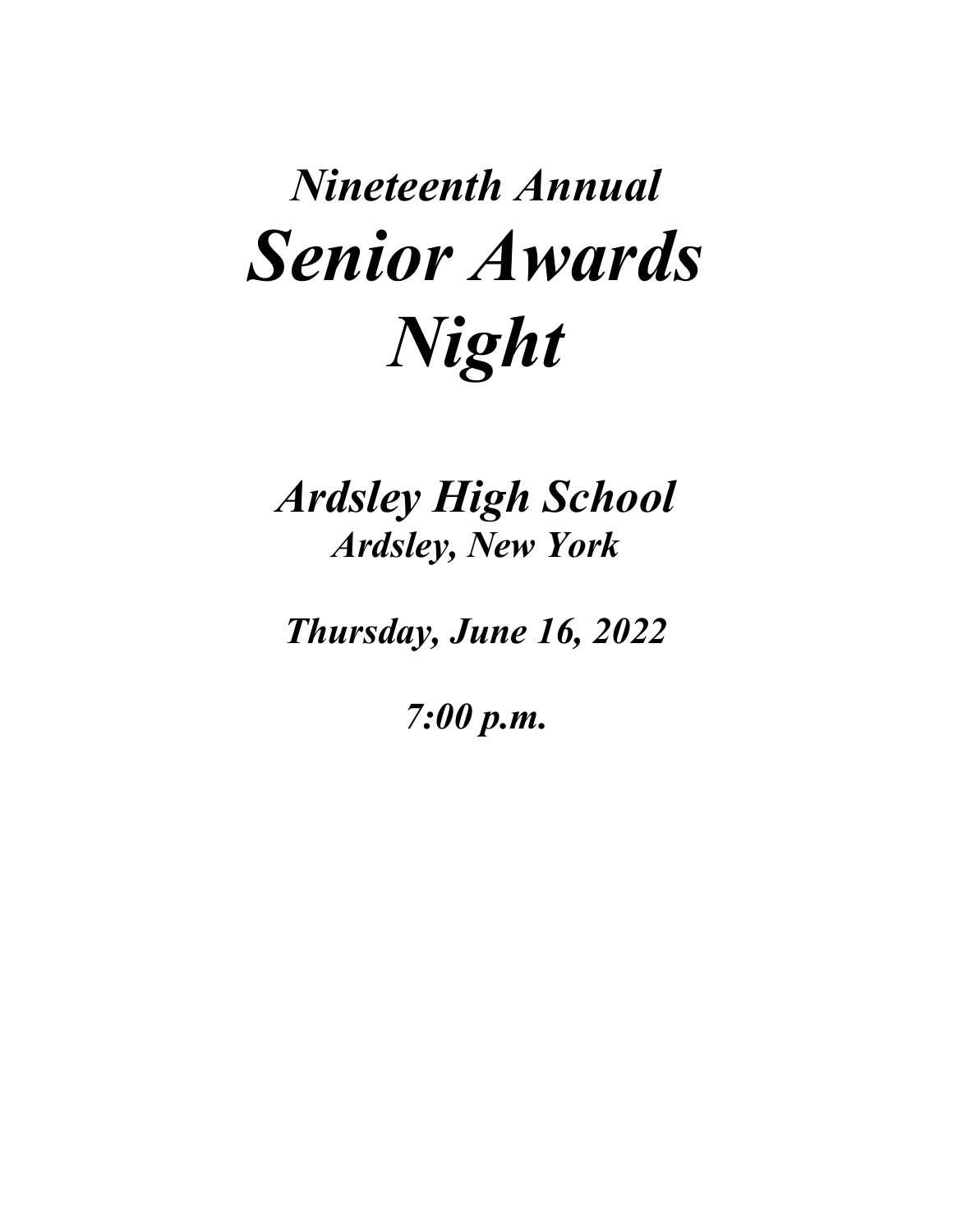# *Nineteenth Annual*

# *Senior Awards Night*

## *Ardsley High School*

### *Ardsley, New York*

***Thursday, June 16, 2022***

***7:00 p.m.***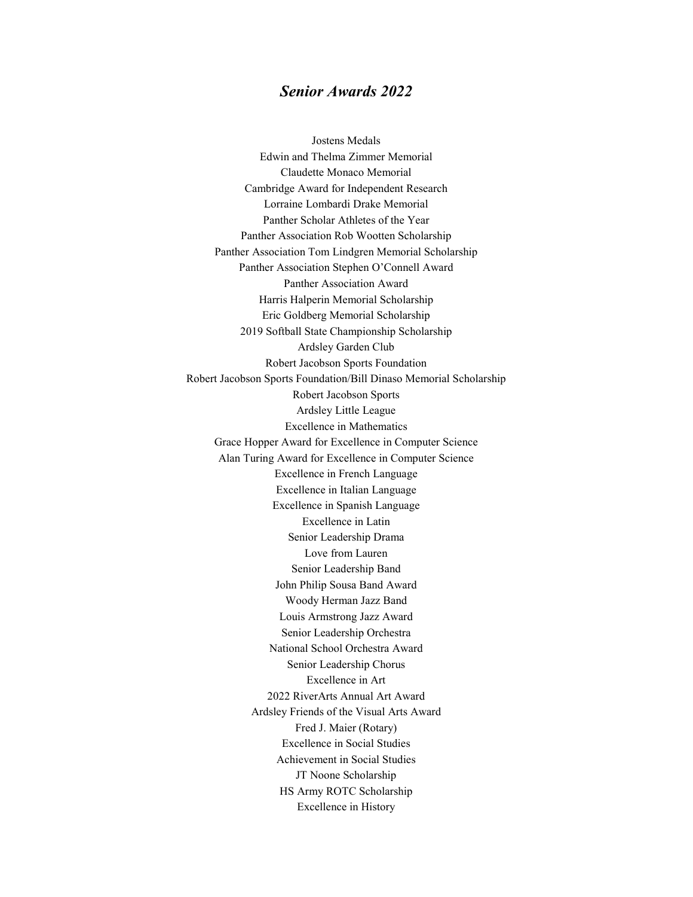## *Senior Awards 2022*

Jostens Medals
Edwin and Thelma Zimmer Memorial
Claudette Monaco Memorial
Cambridge Award for Independent Research
Lorraine Lombardi Drake Memorial
Panther Scholar Athletes of the Year
Panther Association Rob Wootten Scholarship
Panther Association Tom Lindgren Memorial Scholarship
Panther Association Stephen O'Connell Award
Panther Association Award
Harris Halperin Memorial Scholarship
Eric Goldberg Memorial Scholarship
2019 Softball State Championship Scholarship
Ardsley Garden Club
Robert Jacobson Sports Foundation
Robert Jacobson Sports Foundation/Bill Dinaso Memorial Scholarship
Robert Jacobson Sports
Ardsley Little League
Excellence in Mathematics
Grace Hopper Award for Excellence in Computer Science
Alan Turing Award for Excellence in Computer Science
Excellence in French Language
Excellence in Italian Language
Excellence in Spanish Language
Excellence in Latin
Senior Leadership Drama
Love from Lauren
Senior Leadership Band
John Philip Sousa Band Award
Woody Herman Jazz Band
Louis Armstrong Jazz Award
Senior Leadership Orchestra
National School Orchestra Award
Senior Leadership Chorus
Excellence in Art
2022 RiverArts Annual Art Award
Ardsley Friends of the Visual Arts Award
Fred J. Maier (Rotary)
Excellence in Social Studies
Achievement in Social Studies
JT Noone Scholarship
HS Army ROTC Scholarship
Excellence in History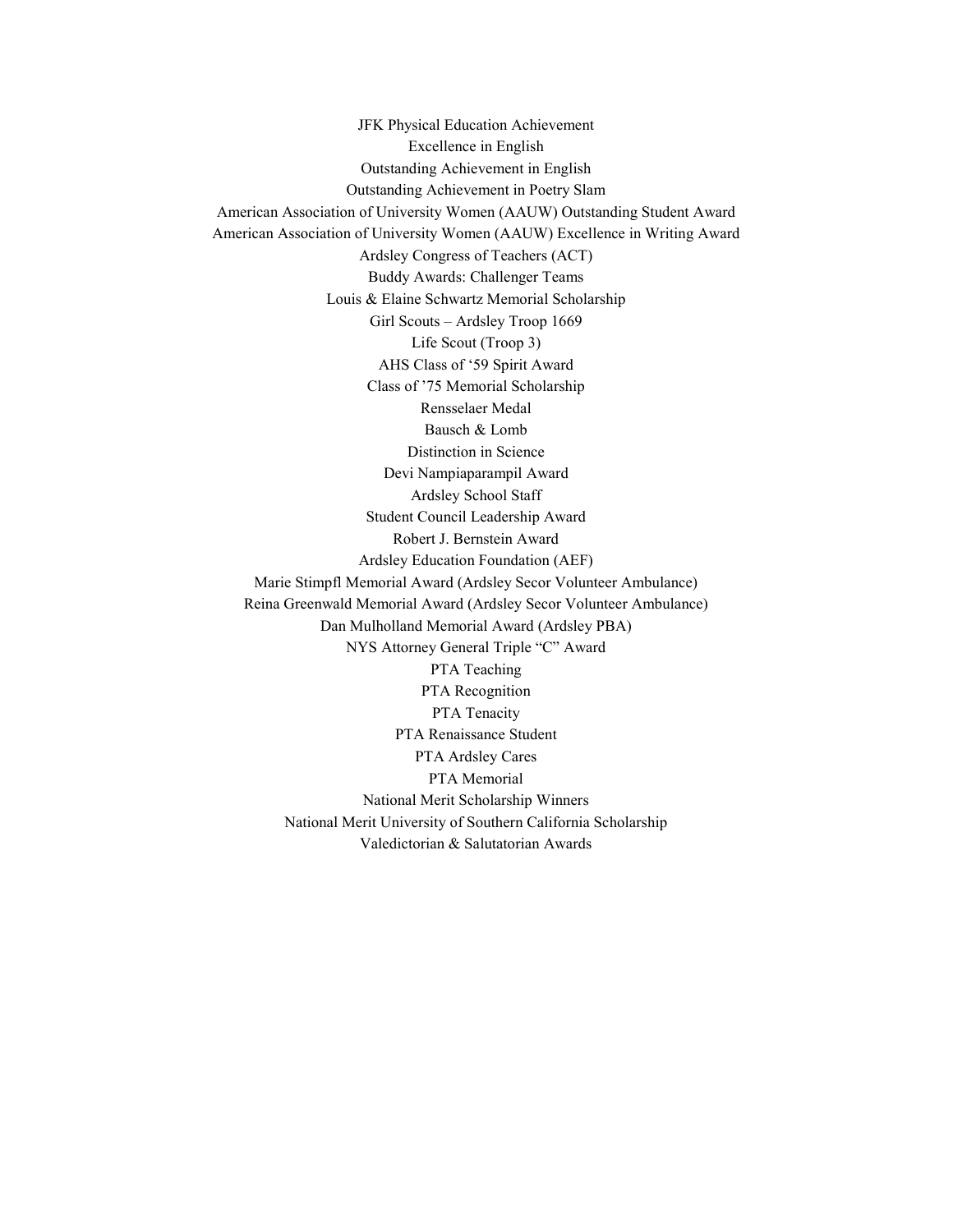JFK Physical Education Achievement

Excellence in English

Outstanding Achievement in English

Outstanding Achievement in Poetry Slam

American Association of University Women (AAUW) Outstanding Student Award

American Association of University Women (AAUW) Excellence in Writing Award

Ardsley Congress of Teachers (ACT)

Buddy Awards: Challenger Teams

Louis & Elaine Schwartz Memorial Scholarship

Girl Scouts – Ardsley Troop 1669

Life Scout (Troop 3)

AHS Class of '59 Spirit Award

Class of '75 Memorial Scholarship

Rensselaer Medal

Bausch & Lomb

Distinction in Science

Devi Nampiaparampil Award

Ardsley School Staff

Student Council Leadership Award

Robert J. Bernstein Award

Ardsley Education Foundation (AEF)

Marie Stimpfl Memorial Award (Ardsley Secor Volunteer Ambulance)

Reina Greenwald Memorial Award (Ardsley Secor Volunteer Ambulance)

Dan Mulholland Memorial Award (Ardsley PBA)

NYS Attorney General Triple "C" Award

PTA Teaching

PTA Recognition

PTA Tenacity

PTA Renaissance Student

PTA Ardsley Cares

PTA Memorial

National Merit Scholarship Winners

National Merit University of Southern California Scholarship

Valedictorian & Salutatorian Awards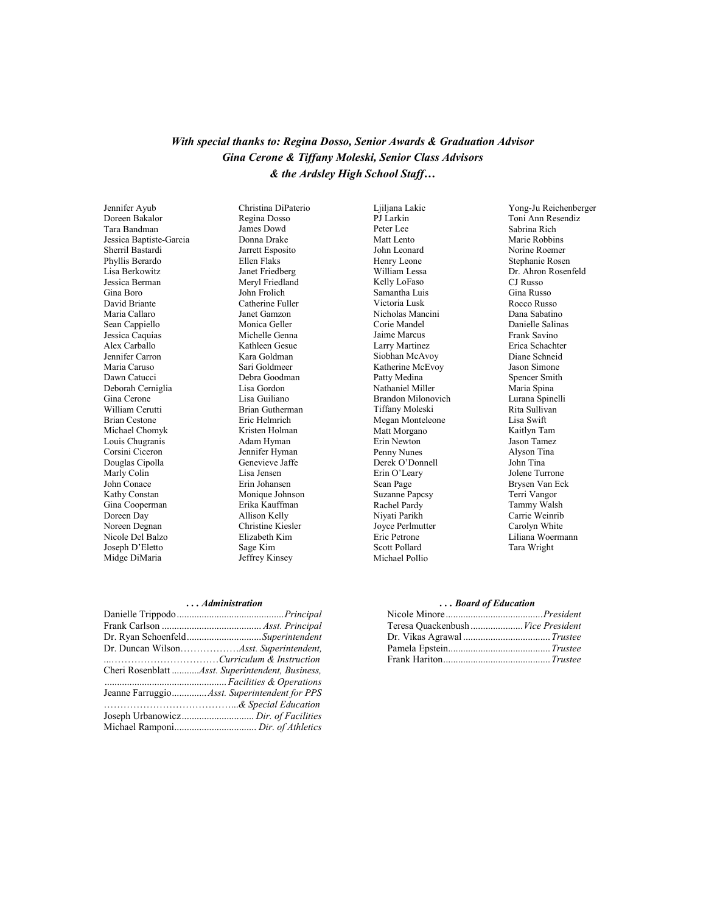***With special thanks to: Regina Dosso, Senior Awards & Graduation Advisor***
***Gina Cerone & Tiffany Moleski, Senior Class Advisors***
***& the Ardsley High School Staff…***

Jennifer Ayub
Doreen Bakalor
Tara Bandman
Jessica Baptiste-Garcia
Sherril Bastardi
Phyllis Berardo
Lisa Berkowitz
Jessica Berman
Gina Boro
David Briante
Maria Callaro
Sean Cappiello
Jessica Caquias
Alex Carballo
Jennifer Carron
Maria Caruso
Dawn Catucci
Deborah Cerniglia
Gina Cerone
William Cerutti
Brian Cestone
Michael Chomyk
Louis Chugranis
Corsini Ciceron
Douglas Cipolla
Marly Colin
John Conace
Kathy Constan
Gina Cooperman
Doreen Day
Noreen Degnan
Nicole Del Balzo
Joseph D'Eletto
Midge DiMaria
Christina DiPaterio
Regina Dosso
James Dowd
Donna Drake
Jarrett Esposito
Ellen Flaks
Janet Friedberg
Meryl Friedland
John Frolich
Catherine Fuller
Janet Gamzon
Monica Geller
Michelle Genna
Kathleen Gesue
Kara Goldman
Sari Goldmeer
Debra Goodman
Lisa Gordon
Lisa Guiliano
Brian Gutherman
Eric Helmrich
Kristen Holman
Adam Hyman
Jennifer Hyman
Genevieve Jaffe
Lisa Jensen
Erin Johansen
Monique Johnson
Erika Kauffman
Allison Kelly
Christine Kiesler
Elizabeth Kim
Sage Kim
Jeffrey Kinsey
Ljiljana Lakic
PJ Larkin
Peter Lee
Matt Lento
John Leonard
Henry Leone
William Lessa
Kelly LoFaso
Samantha Luis
Victoria Lusk
Nicholas Mancini
Corie Mandel
Jaime Marcus
Larry Martinez
Siobhan McAvoy
Katherine McEvoy
Patty Medina
Nathaniel Miller
Brandon Milonovich
Tiffany Moleski
Megan Monteleone
Matt Morgano
Erin Newton
Penny Nunes
Derek O'Donnell
Erin O'Leary
Sean Page
Suzanne Papcsy
Rachel Pardy
Niyati Parikh
Joyce Perlmutter
Eric Petrone
Scott Pollard
Michael Pollio
Yong-Ju Reichenberger
Toni Ann Resendiz
Sabrina Rich
Marie Robbins
Norine Roemer
Stephanie Rosen
Dr. Ahron Rosenfeld
CJ Russo
Gina Russo
Rocco Russo
Dana Sabatino
Danielle Salinas
Frank Savino
Erica Schachter
Diane Schneid
Jason Simone
Spencer Smith
Maria Spina
Lurana Spinelli
Rita Sullivan
Lisa Swift
Kaitlyn Tam
Jason Tamez
Alyson Tina
John Tina
Jolene Turrone
Brysen Van Eck
Terri Vangor
Tammy Walsh
Carrie Weinrib
Carolyn White
Liliana Woermann
Tara Wright

***. . . Administration***

Danielle Trippodo .......................................... *Principal*
Frank Carlson ........................................ *Asst. Principal*
Dr. Ryan Schoenfeld.............................. *Superintendent*
Dr. Duncan Wilson……………… *Asst. Superintendent, Curriculum & Instruction*
Cheri Rosenblatt ........... *Asst. Superintendent, Business, Facilities & Operations*
Jeanne Farruggio.............. *Asst. Superintendent for PPS & Special Education*
Joseph Urbanowicz............................. *Dir. of Facilities*
Michael Ramponi................................. *Dir. of Athletics*

***. . . Board of Education***

Nicole Minore....................................... *President*
Teresa Quackenbush ..................... *Vice President*
Dr. Vikas Agrawal .................................. *Trustee*
Pamela Epstein......................................... *Trustee*
Frank Hariton........................................... *Trustee*